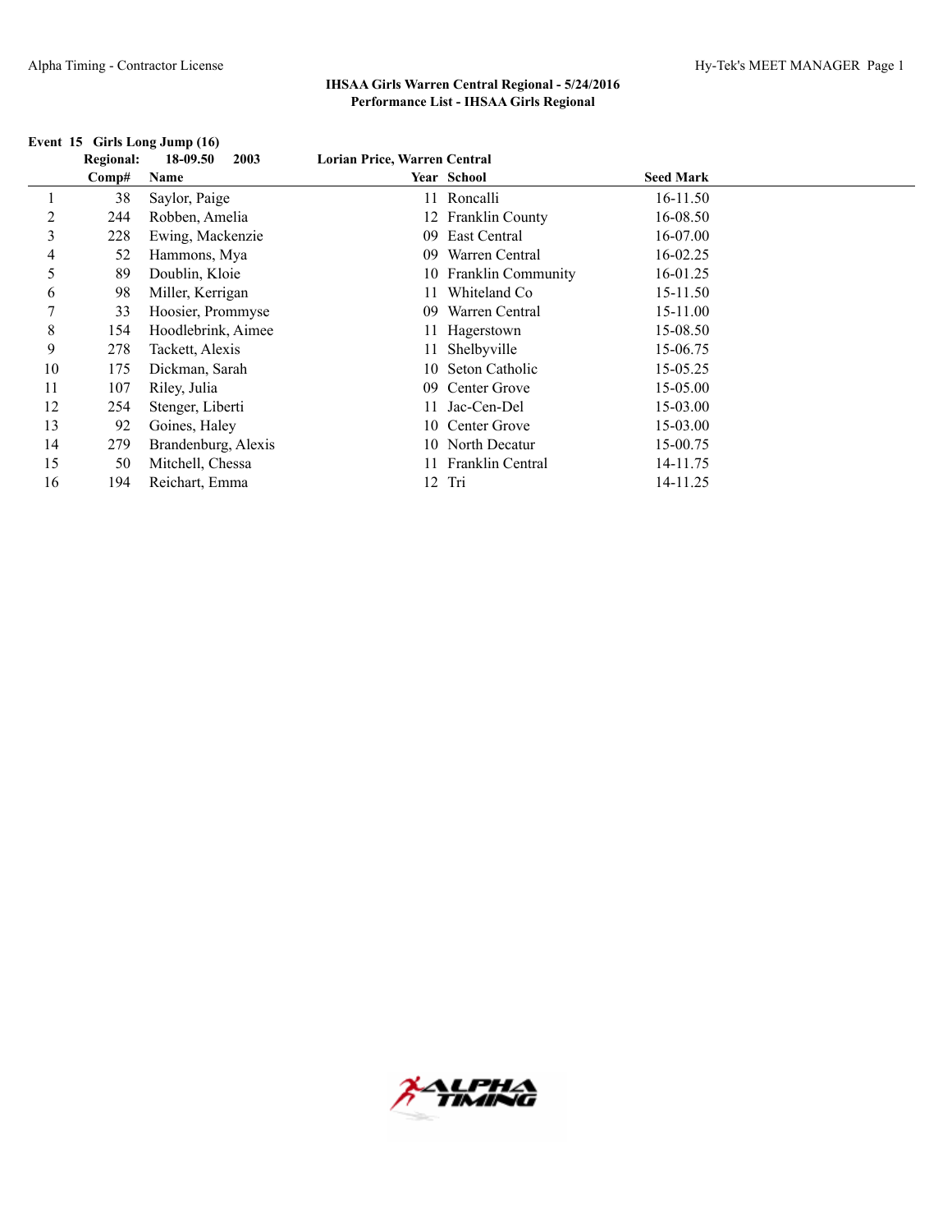## IHSAA Girls Warren Central Regional - 5/24/2016
## Performance List - IHSAA Girls Regional

**Event 15 Girls Long Jump (16)**

**Regional: 18-09.50 2003 Lorian Price, Warren Central**

| | Comp# | Name | Year | School | Seed Mark |
|---|---|---|---|---|---|
| 1 | 38 | Saylor, Paige | 11 | Roncalli | 16-11.50 |
| 2 | 244 | Robben, Amelia | 12 | Franklin County | 16-08.50 |
| 3 | 228 | Ewing, Mackenzie | 09 | East Central | 16-07.00 |
| 4 | 52 | Hammons, Mya | 09 | Warren Central | 16-02.25 |
| 5 | 89 | Doublin, Kloie | 10 | Franklin Community | 16-01.25 |
| 6 | 98 | Miller, Kerrigan | 11 | Whiteland Co | 15-11.50 |
| 7 | 33 | Hoosier, Prommyse | 09 | Warren Central | 15-11.00 |
| 8 | 154 | Hoodlebrink, Aimee | 11 | Hagerstown | 15-08.50 |
| 9 | 278 | Tackett, Alexis | 11 | Shelbyville | 15-06.75 |
| 10 | 175 | Dickman, Sarah | 10 | Seton Catholic | 15-05.25 |
| 11 | 107 | Riley, Julia | 09 | Center Grove | 15-05.00 |
| 12 | 254 | Stenger, Liberti | 11 | Jac-Cen-Del | 15-03.00 |
| 13 | 92 | Goines, Haley | 10 | Center Grove | 15-03.00 |
| 14 | 279 | Brandenburg, Alexis | 10 | North Decatur | 15-00.75 |
| 15 | 50 | Mitchell, Chessa | 11 | Franklin Central | 14-11.75 |
| 16 | 194 | Reichart, Emma | 12 | Tri | 14-11.25 |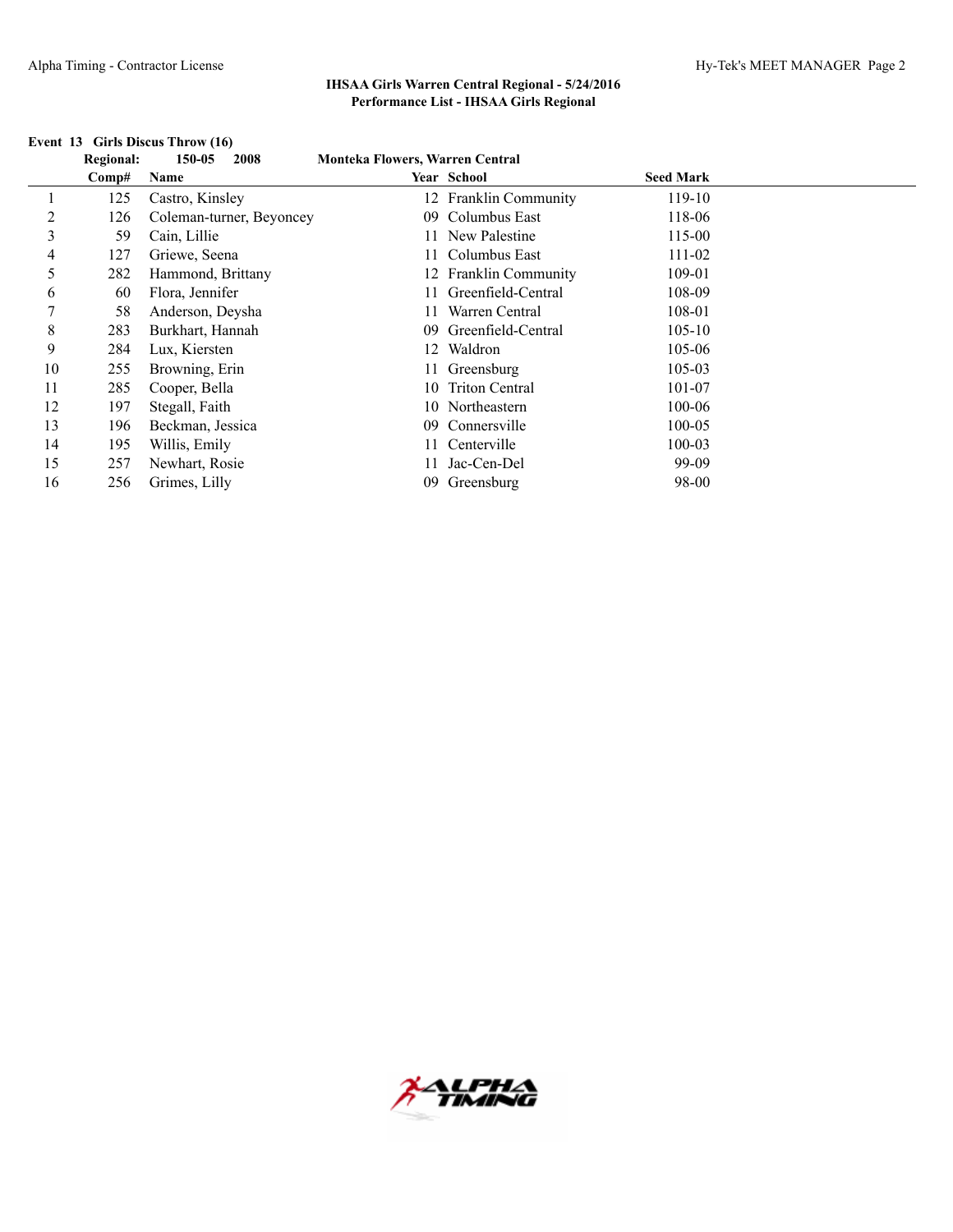## IHSAA Girls Warren Central Regional - 5/24/2016
### Performance List - IHSAA Girls Regional

**Event 13 Girls Discus Throw (16)**

| | Regional: | 150-05 2008 | Monteka Flowers, Warren Central | | |
|---|---|---|---|---|---|
| | **Comp#** | **Name** | **Year** | **School** | **Seed Mark** |
| 1 | 125 | Castro, Kinsley | 12 | Franklin Community | 119-10 |
| 2 | 126 | Coleman-turner, Beyoncey | 09 | Columbus East | 118-06 |
| 3 | 59 | Cain, Lillie | 11 | New Palestine | 115-00 |
| 4 | 127 | Griewe, Seena | 11 | Columbus East | 111-02 |
| 5 | 282 | Hammond, Brittany | 12 | Franklin Community | 109-01 |
| 6 | 60 | Flora, Jennifer | 11 | Greenfield-Central | 108-09 |
| 7 | 58 | Anderson, Deysha | 11 | Warren Central | 108-01 |
| 8 | 283 | Burkhart, Hannah | 09 | Greenfield-Central | 105-10 |
| 9 | 284 | Lux, Kiersten | 12 | Waldron | 105-06 |
| 10 | 255 | Browning, Erin | 11 | Greensburg | 105-03 |
| 11 | 285 | Cooper, Bella | 10 | Triton Central | 101-07 |
| 12 | 197 | Stegall, Faith | 10 | Northeastern | 100-06 |
| 13 | 196 | Beckman, Jessica | 09 | Connersville | 100-05 |
| 14 | 195 | Willis, Emily | 11 | Centerville | 100-03 |
| 15 | 257 | Newhart, Rosie | 11 | Jac-Cen-Del | 99-09 |
| 16 | 256 | Grimes, Lilly | 09 | Greensburg | 98-00 |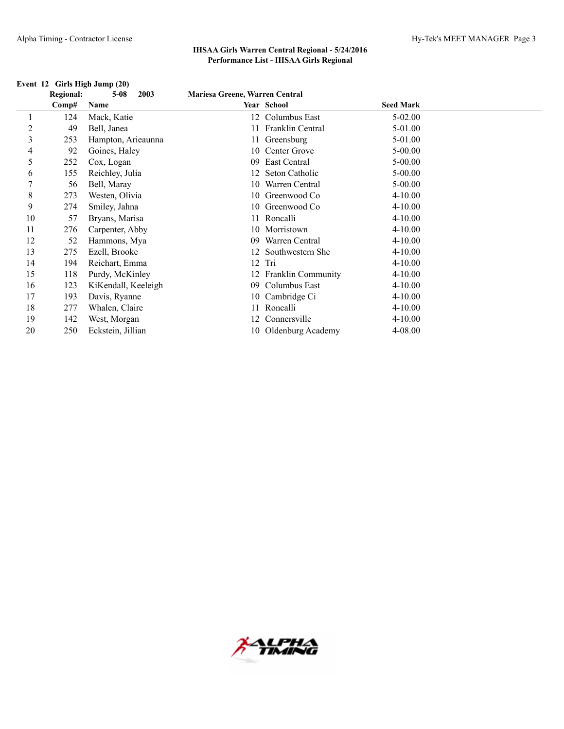### IHSAA Girls Warren Central Regional - 5/24/2016
### Performance List - IHSAA Girls Regional

**Event 12 Girls High Jump (20)**

**Regional: 5-08 2003 Mariesa Greene, Warren Central**

| | Comp# | Name | Year | School | Seed Mark |
|---|---|---|---|---|---|
| 1 | 124 | Mack, Katie | 12 | Columbus East | 5-02.00 |
| 2 | 49 | Bell, Janea | 11 | Franklin Central | 5-01.00 |
| 3 | 253 | Hampton, Arieaunna | 11 | Greensburg | 5-01.00 |
| 4 | 92 | Goines, Haley | 10 | Center Grove | 5-00.00 |
| 5 | 252 | Cox, Logan | 09 | East Central | 5-00.00 |
| 6 | 155 | Reichley, Julia | 12 | Seton Catholic | 5-00.00 |
| 7 | 56 | Bell, Maray | 10 | Warren Central | 5-00.00 |
| 8 | 273 | Westen, Olivia | 10 | Greenwood Co | 4-10.00 |
| 9 | 274 | Smiley, Jahna | 10 | Greenwood Co | 4-10.00 |
| 10 | 57 | Bryans, Marisa | 11 | Roncalli | 4-10.00 |
| 11 | 276 | Carpenter, Abby | 10 | Morristown | 4-10.00 |
| 12 | 52 | Hammons, Mya | 09 | Warren Central | 4-10.00 |
| 13 | 275 | Ezell, Brooke | 12 | Southwestern She | 4-10.00 |
| 14 | 194 | Reichart, Emma | 12 | Tri | 4-10.00 |
| 15 | 118 | Purdy, McKinley | 12 | Franklin Community | 4-10.00 |
| 16 | 123 | KiKendall, Keeleigh | 09 | Columbus East | 4-10.00 |
| 17 | 193 | Davis, Ryanne | 10 | Cambridge Ci | 4-10.00 |
| 18 | 277 | Whalen, Claire | 11 | Roncalli | 4-10.00 |
| 19 | 142 | West, Morgan | 12 | Connersville | 4-10.00 |
| 20 | 250 | Eckstein, Jillian | 10 | Oldenburg Academy | 4-08.00 |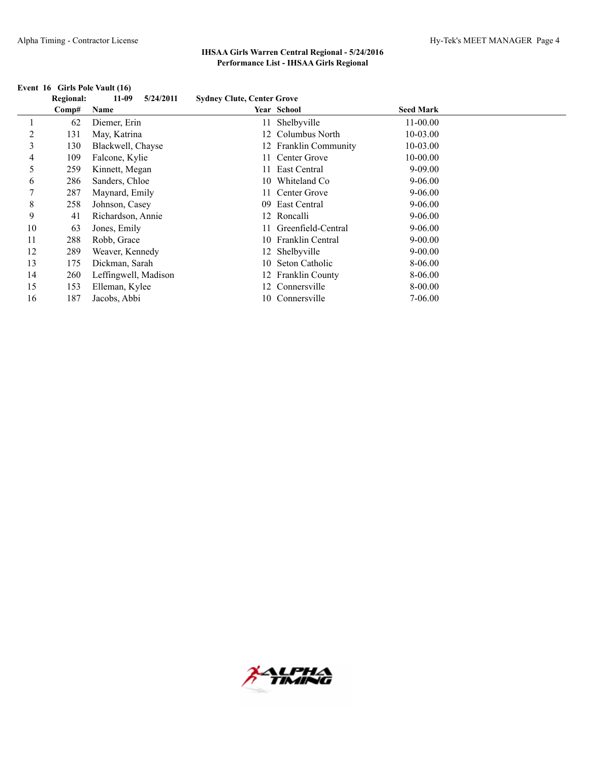**IHSAA Girls Warren Central Regional - 5/24/2016**
**Performance List - IHSAA Girls Regional**

**Event 16 Girls Pole Vault (16)**

**Regional: 11-09 5/24/2011 Sydney Clute, Center Grove**

| | Comp# | Name | Year | School | Seed Mark |
|---|---|---|---|---|---|
| 1 | 62 | Diemer, Erin | 11 | Shelbyville | 11-00.00 |
| 2 | 131 | May, Katrina | 12 | Columbus North | 10-03.00 |
| 3 | 130 | Blackwell, Chayse | 12 | Franklin Community | 10-03.00 |
| 4 | 109 | Falcone, Kylie | 11 | Center Grove | 10-00.00 |
| 5 | 259 | Kinnett, Megan | 11 | East Central | 9-09.00 |
| 6 | 286 | Sanders, Chloe | 10 | Whiteland Co | 9-06.00 |
| 7 | 287 | Maynard, Emily | 11 | Center Grove | 9-06.00 |
| 8 | 258 | Johnson, Casey | 09 | East Central | 9-06.00 |
| 9 | 41 | Richardson, Annie | 12 | Roncalli | 9-06.00 |
| 10 | 63 | Jones, Emily | 11 | Greenfield-Central | 9-06.00 |
| 11 | 288 | Robb, Grace | 10 | Franklin Central | 9-00.00 |
| 12 | 289 | Weaver, Kennedy | 12 | Shelbyville | 9-00.00 |
| 13 | 175 | Dickman, Sarah | 10 | Seton Catholic | 8-06.00 |
| 14 | 260 | Leffingwell, Madison | 12 | Franklin County | 8-06.00 |
| 15 | 153 | Elleman, Kylee | 12 | Connersville | 8-00.00 |
| 16 | 187 | Jacobs, Abbi | 10 | Connersville | 7-06.00 |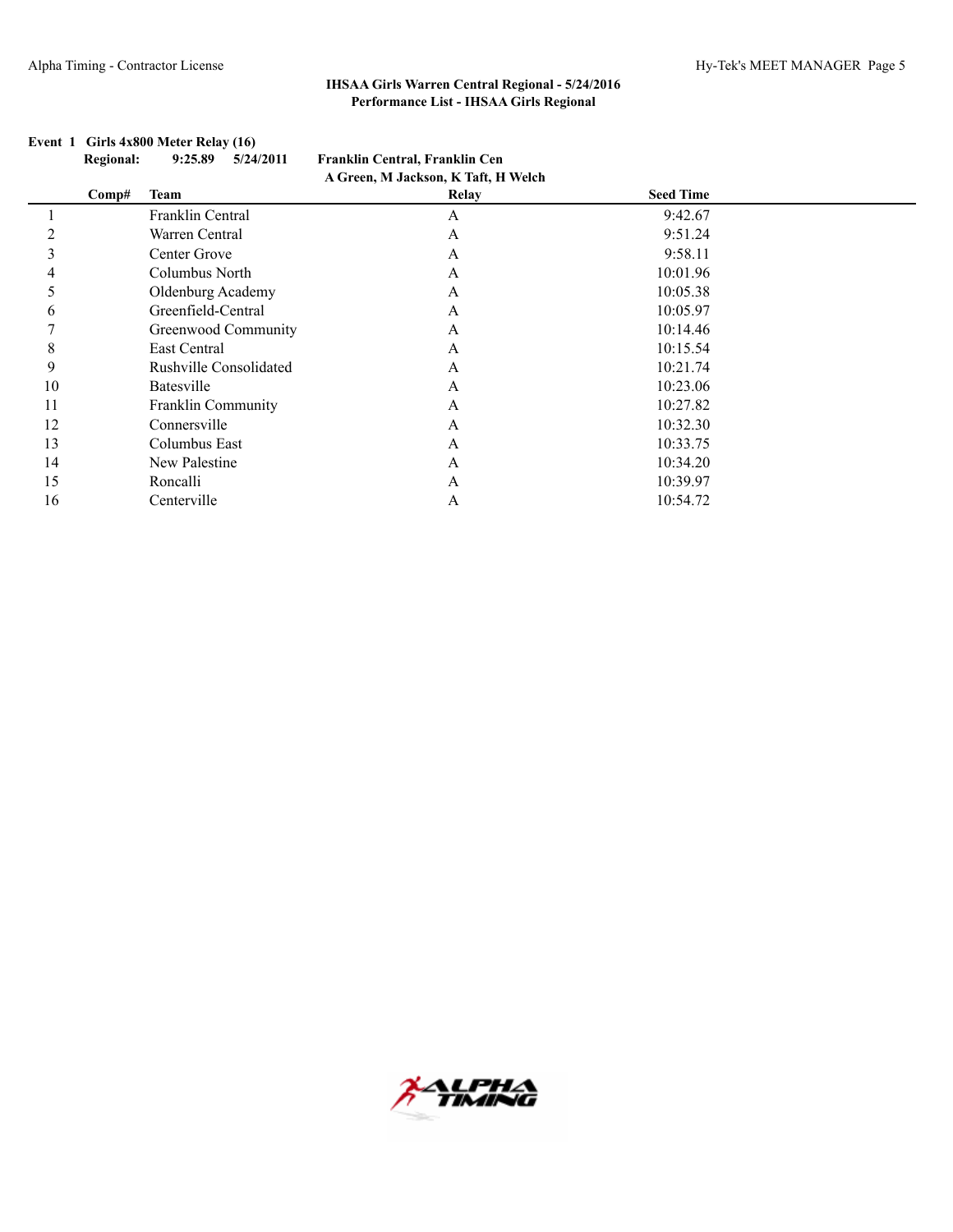**IHSAA Girls Warren Central Regional - 5/24/2016**
**Performance List - IHSAA Girls Regional**

**Event 1 Girls 4x800 Meter Relay (16)**

**Regional: 9:25.89 5/24/2011 Franklin Central, Franklin Cen**
**A Green, M Jackson, K Taft, H Welch**

| | Comp# | Team | Relay | Seed Time |
|---|---|---|---|---|
| 1 | | Franklin Central | A | 9:42.67 |
| 2 | | Warren Central | A | 9:51.24 |
| 3 | | Center Grove | A | 9:58.11 |
| 4 | | Columbus North | A | 10:01.96 |
| 5 | | Oldenburg Academy | A | 10:05.38 |
| 6 | | Greenfield-Central | A | 10:05.97 |
| 7 | | Greenwood Community | A | 10:14.46 |
| 8 | | East Central | A | 10:15.54 |
| 9 | | Rushville Consolidated | A | 10:21.74 |
| 10 | | Batesville | A | 10:23.06 |
| 11 | | Franklin Community | A | 10:27.82 |
| 12 | | Connersville | A | 10:32.30 |
| 13 | | Columbus East | A | 10:33.75 |
| 14 | | New Palestine | A | 10:34.20 |
| 15 | | Roncalli | A | 10:39.97 |
| 16 | | Centerville | A | 10:54.72 |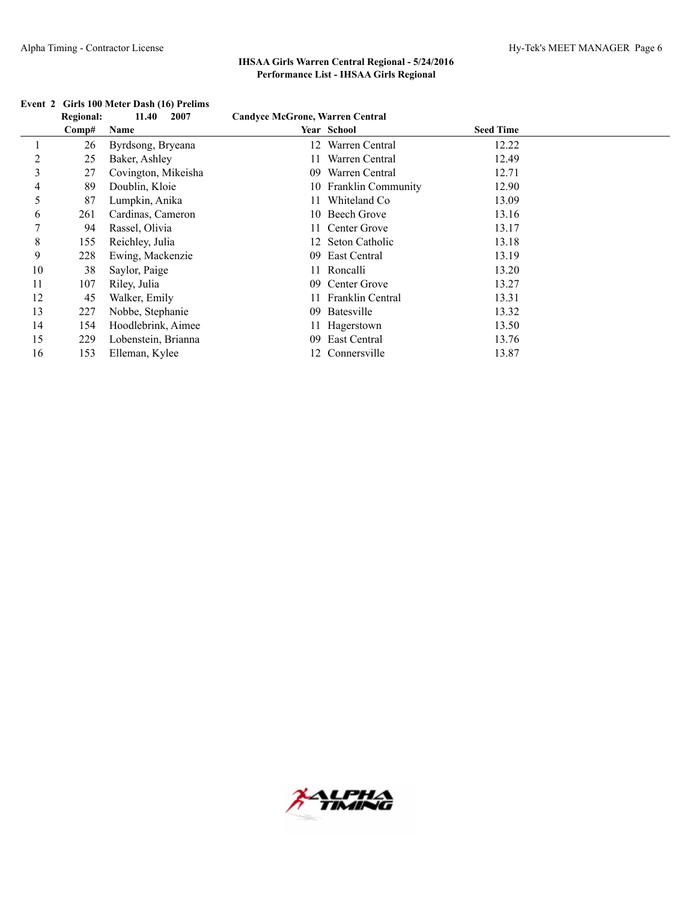**IHSAA Girls Warren Central Regional - 5/24/2016**
**Performance List - IHSAA Girls Regional**

**Event 2 Girls 100 Meter Dash (16) Prelims**

**Regional: 11.40 2007 Candyce McGrone, Warren Central**

| | Comp# | Name | Year | School | Seed Time |
|---|---|---|---|---|---|
| 1 | 26 | Byrdsong, Bryeana | 12 | Warren Central | 12.22 |
| 2 | 25 | Baker, Ashley | 11 | Warren Central | 12.49 |
| 3 | 27 | Covington, Mikeisha | 09 | Warren Central | 12.71 |
| 4 | 89 | Doublin, Kloie | 10 | Franklin Community | 12.90 |
| 5 | 87 | Lumpkin, Anika | 11 | Whiteland Co | 13.09 |
| 6 | 261 | Cardinas, Cameron | 10 | Beech Grove | 13.16 |
| 7 | 94 | Rassel, Olivia | 11 | Center Grove | 13.17 |
| 8 | 155 | Reichley, Julia | 12 | Seton Catholic | 13.18 |
| 9 | 228 | Ewing, Mackenzie | 09 | East Central | 13.19 |
| 10 | 38 | Saylor, Paige | 11 | Roncalli | 13.20 |
| 11 | 107 | Riley, Julia | 09 | Center Grove | 13.27 |
| 12 | 45 | Walker, Emily | 11 | Franklin Central | 13.31 |
| 13 | 227 | Nobbe, Stephanie | 09 | Batesville | 13.32 |
| 14 | 154 | Hoodlebrink, Aimee | 11 | Hagerstown | 13.50 |
| 15 | 229 | Lobenstein, Brianna | 09 | East Central | 13.76 |
| 16 | 153 | Elleman, Kylee | 12 | Connersville | 13.87 |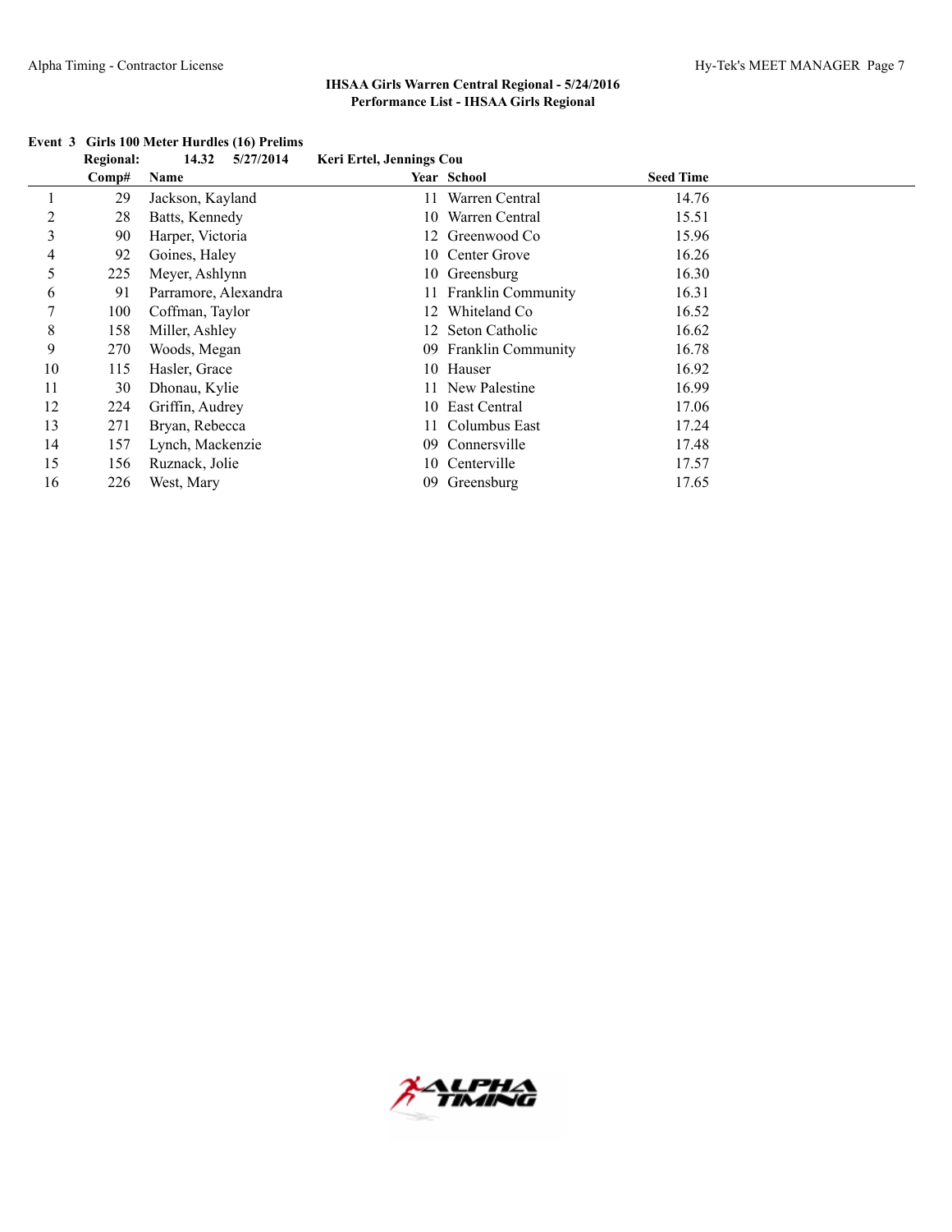## IHSAA Girls Warren Central Regional - 5/24/2016
### Performance List - IHSAA Girls Regional

**Event 3 Girls 100 Meter Hurdles (16) Prelims**

**Regional:** 14.32 5/27/2014 Keri Ertel, Jennings Cou

| | Comp# | Name | Year | School | Seed Time |
|---|---|---|---|---|---|
| 1 | 29 | Jackson, Kayland | 11 | Warren Central | 14.76 |
| 2 | 28 | Batts, Kennedy | 10 | Warren Central | 15.51 |
| 3 | 90 | Harper, Victoria | 12 | Greenwood Co | 15.96 |
| 4 | 92 | Goines, Haley | 10 | Center Grove | 16.26 |
| 5 | 225 | Meyer, Ashlynn | 10 | Greensburg | 16.30 |
| 6 | 91 | Parramore, Alexandra | 11 | Franklin Community | 16.31 |
| 7 | 100 | Coffman, Taylor | 12 | Whiteland Co | 16.52 |
| 8 | 158 | Miller, Ashley | 12 | Seton Catholic | 16.62 |
| 9 | 270 | Woods, Megan | 09 | Franklin Community | 16.78 |
| 10 | 115 | Hasler, Grace | 10 | Hauser | 16.92 |
| 11 | 30 | Dhonau, Kylie | 11 | New Palestine | 16.99 |
| 12 | 224 | Griffin, Audrey | 10 | East Central | 17.06 |
| 13 | 271 | Bryan, Rebecca | 11 | Columbus East | 17.24 |
| 14 | 157 | Lynch, Mackenzie | 09 | Connersville | 17.48 |
| 15 | 156 | Ruznack, Jolie | 10 | Centerville | 17.57 |
| 16 | 226 | West, Mary | 09 | Greensburg | 17.65 |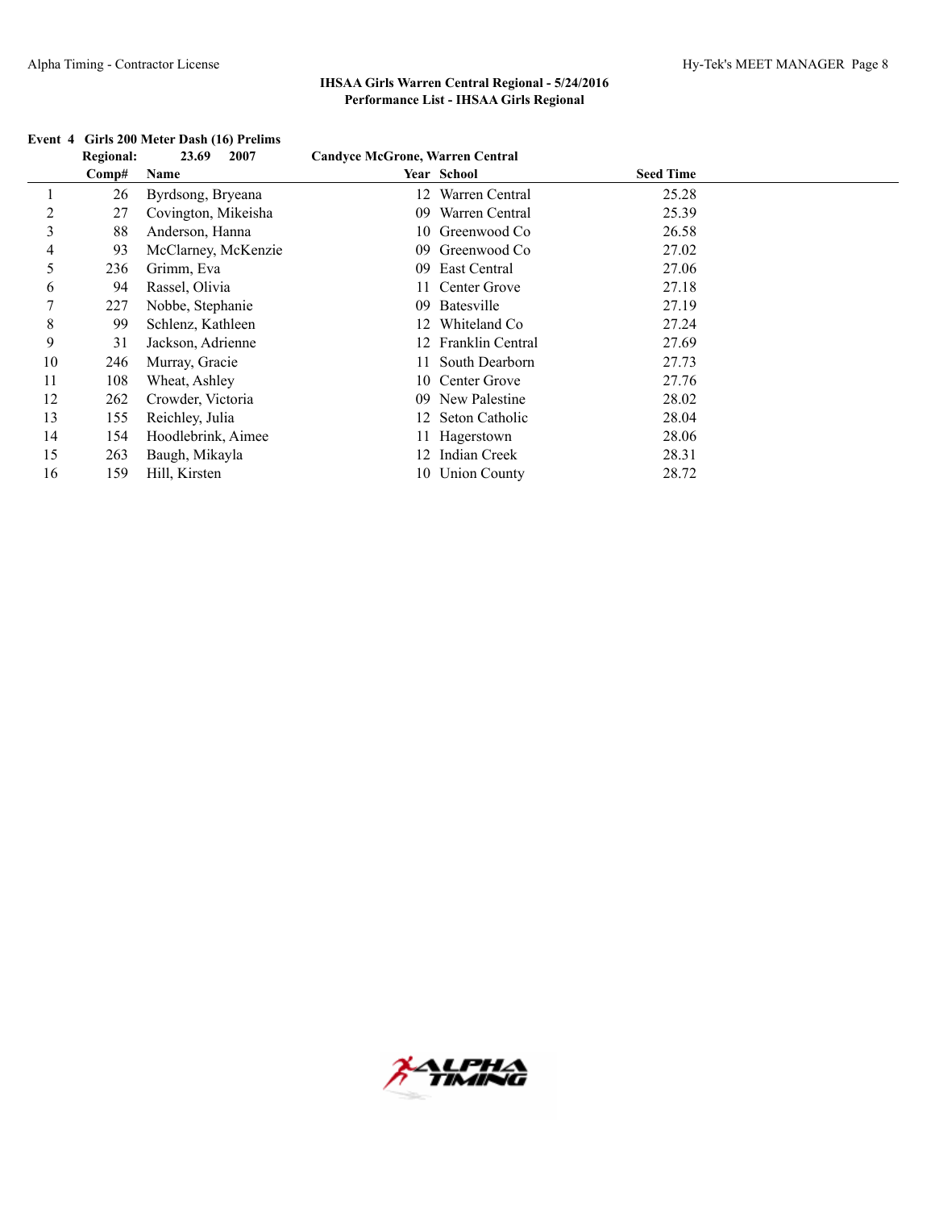**IHSAA Girls Warren Central Regional - 5/24/2016**
**Performance List - IHSAA Girls Regional**

**Event 4 Girls 200 Meter Dash (16) Prelims**

**Regional: 23.69 2007 Candyce McGrone, Warren Central**

| | Comp# | Name | Year | School | Seed Time |
|---|---|---|---|---|---|
| 1 | 26 | Byrdsong, Bryeana | 12 | Warren Central | 25.28 |
| 2 | 27 | Covington, Mikeisha | 09 | Warren Central | 25.39 |
| 3 | 88 | Anderson, Hanna | 10 | Greenwood Co | 26.58 |
| 4 | 93 | McClarney, McKenzie | 09 | Greenwood Co | 27.02 |
| 5 | 236 | Grimm, Eva | 09 | East Central | 27.06 |
| 6 | 94 | Rassel, Olivia | 11 | Center Grove | 27.18 |
| 7 | 227 | Nobbe, Stephanie | 09 | Batesville | 27.19 |
| 8 | 99 | Schlenz, Kathleen | 12 | Whiteland Co | 27.24 |
| 9 | 31 | Jackson, Adrienne | 12 | Franklin Central | 27.69 |
| 10 | 246 | Murray, Gracie | 11 | South Dearborn | 27.73 |
| 11 | 108 | Wheat, Ashley | 10 | Center Grove | 27.76 |
| 12 | 262 | Crowder, Victoria | 09 | New Palestine | 28.02 |
| 13 | 155 | Reichley, Julia | 12 | Seton Catholic | 28.04 |
| 14 | 154 | Hoodlebrink, Aimee | 11 | Hagerstown | 28.06 |
| 15 | 263 | Baugh, Mikayla | 12 | Indian Creek | 28.31 |
| 16 | 159 | Hill, Kirsten | 10 | Union County | 28.72 |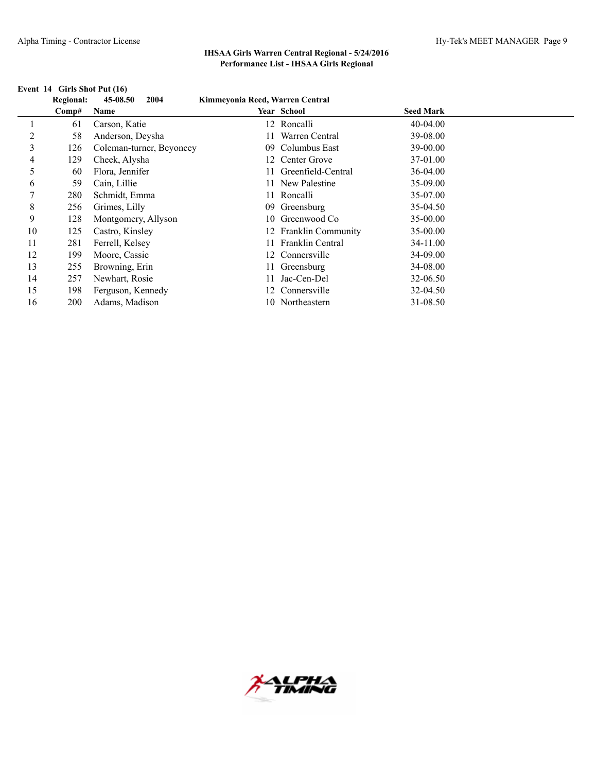**IHSAA Girls Warren Central Regional - 5/24/2016**
**Performance List - IHSAA Girls Regional**

**Event 14 Girls Shot Put (16)**

**Regional: 45-08.50 2004 Kimmeyonia Reed, Warren Central**

| | Comp# | Name | Year | School | Seed Mark |
|---|---|---|---|---|---|
| 1 | 61 | Carson, Katie | 12 | Roncalli | 40-04.00 |
| 2 | 58 | Anderson, Deysha | 11 | Warren Central | 39-08.00 |
| 3 | 126 | Coleman-turner, Beyoncey | 09 | Columbus East | 39-00.00 |
| 4 | 129 | Cheek, Alysha | 12 | Center Grove | 37-01.00 |
| 5 | 60 | Flora, Jennifer | 11 | Greenfield-Central | 36-04.00 |
| 6 | 59 | Cain, Lillie | 11 | New Palestine | 35-09.00 |
| 7 | 280 | Schmidt, Emma | 11 | Roncalli | 35-07.00 |
| 8 | 256 | Grimes, Lilly | 09 | Greensburg | 35-04.50 |
| 9 | 128 | Montgomery, Allyson | 10 | Greenwood Co | 35-00.00 |
| 10 | 125 | Castro, Kinsley | 12 | Franklin Community | 35-00.00 |
| 11 | 281 | Ferrell, Kelsey | 11 | Franklin Central | 34-11.00 |
| 12 | 199 | Moore, Cassie | 12 | Connersville | 34-09.00 |
| 13 | 255 | Browning, Erin | 11 | Greensburg | 34-08.00 |
| 14 | 257 | Newhart, Rosie | 11 | Jac-Cen-Del | 32-06.50 |
| 15 | 198 | Ferguson, Kennedy | 12 | Connersville | 32-04.50 |
| 16 | 200 | Adams, Madison | 10 | Northeastern | 31-08.50 |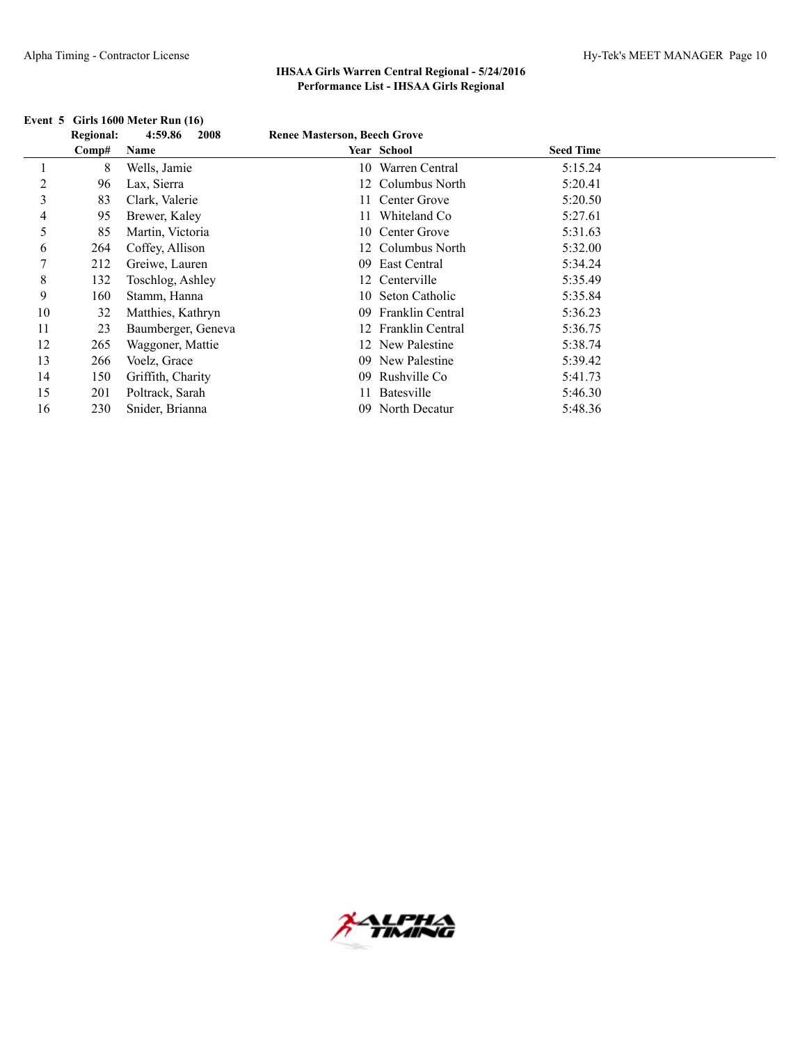**IHSAA Girls Warren Central Regional - 5/24/2016**
**Performance List - IHSAA Girls Regional**

**Event 5 Girls 1600 Meter Run (16)**

**Regional: 4:59.86 2008 Renee Masterson, Beech Grove**

| | Comp# | Name | Year | School | Seed Time |
|---|---|---|---|---|---|
| 1 | 8 | Wells, Jamie | 10 | Warren Central | 5:15.24 |
| 2 | 96 | Lax, Sierra | 12 | Columbus North | 5:20.41 |
| 3 | 83 | Clark, Valerie | 11 | Center Grove | 5:20.50 |
| 4 | 95 | Brewer, Kaley | 11 | Whiteland Co | 5:27.61 |
| 5 | 85 | Martin, Victoria | 10 | Center Grove | 5:31.63 |
| 6 | 264 | Coffey, Allison | 12 | Columbus North | 5:32.00 |
| 7 | 212 | Greiwe, Lauren | 09 | East Central | 5:34.24 |
| 8 | 132 | Toschlog, Ashley | 12 | Centerville | 5:35.49 |
| 9 | 160 | Stamm, Hanna | 10 | Seton Catholic | 5:35.84 |
| 10 | 32 | Matthies, Kathryn | 09 | Franklin Central | 5:36.23 |
| 11 | 23 | Baumberger, Geneva | 12 | Franklin Central | 5:36.75 |
| 12 | 265 | Waggoner, Mattie | 12 | New Palestine | 5:38.74 |
| 13 | 266 | Voelz, Grace | 09 | New Palestine | 5:39.42 |
| 14 | 150 | Griffith, Charity | 09 | Rushville Co | 5:41.73 |
| 15 | 201 | Poltrack, Sarah | 11 | Batesville | 5:46.30 |
| 16 | 230 | Snider, Brianna | 09 | North Decatur | 5:48.36 |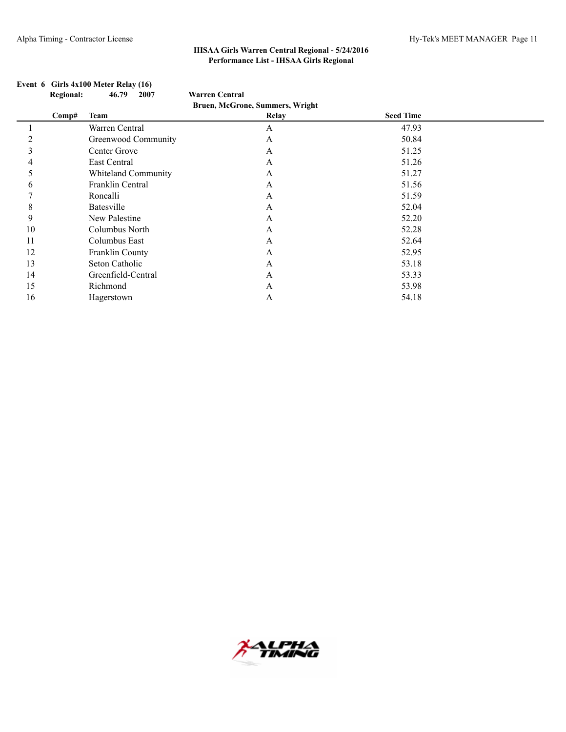**IHSAA Girls Warren Central Regional - 5/24/2016**
**Performance List - IHSAA Girls Regional**

**Event 6 Girls 4x100 Meter Relay (16)**

**Regional: 46.79 2007 Warren Central**
**Bruen, McGrone, Summers, Wright**

| | Comp# | Team | Relay | Seed Time |
|---|---|---|---|---|
| 1 | | Warren Central | A | 47.93 |
| 2 | | Greenwood Community | A | 50.84 |
| 3 | | Center Grove | A | 51.25 |
| 4 | | East Central | A | 51.26 |
| 5 | | Whiteland Community | A | 51.27 |
| 6 | | Franklin Central | A | 51.56 |
| 7 | | Roncalli | A | 51.59 |
| 8 | | Batesville | A | 52.04 |
| 9 | | New Palestine | A | 52.20 |
| 10 | | Columbus North | A | 52.28 |
| 11 | | Columbus East | A | 52.64 |
| 12 | | Franklin County | A | 52.95 |
| 13 | | Seton Catholic | A | 53.18 |
| 14 | | Greenfield-Central | A | 53.33 |
| 15 | | Richmond | A | 53.98 |
| 16 | | Hagerstown | A | 54.18 |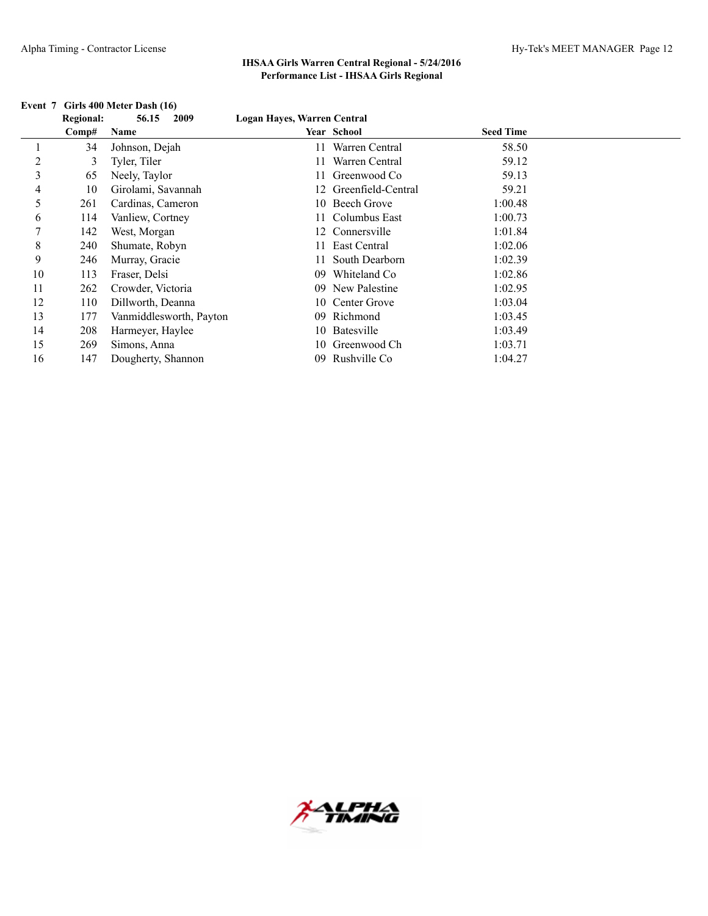**IHSAA Girls Warren Central Regional - 5/24/2016**
**Performance List - IHSAA Girls Regional**

**Event 7 Girls 400 Meter Dash (16)**

**Regional: 56.15 2009 Logan Hayes, Warren Central**

| | Comp# | Name | Year | School | Seed Time |
|---|---|---|---|---|---|
| 1 | 34 | Johnson, Dejah | 11 | Warren Central | 58.50 |
| 2 | 3 | Tyler, Tiler | 11 | Warren Central | 59.12 |
| 3 | 65 | Neely, Taylor | 11 | Greenwood Co | 59.13 |
| 4 | 10 | Girolami, Savannah | 12 | Greenfield-Central | 59.21 |
| 5 | 261 | Cardinas, Cameron | 10 | Beech Grove | 1:00.48 |
| 6 | 114 | Vanliew, Cortney | 11 | Columbus East | 1:00.73 |
| 7 | 142 | West, Morgan | 12 | Connersville | 1:01.84 |
| 8 | 240 | Shumate, Robyn | 11 | East Central | 1:02.06 |
| 9 | 246 | Murray, Gracie | 11 | South Dearborn | 1:02.39 |
| 10 | 113 | Fraser, Delsi | 09 | Whiteland Co | 1:02.86 |
| 11 | 262 | Crowder, Victoria | 09 | New Palestine | 1:02.95 |
| 12 | 110 | Dillworth, Deanna | 10 | Center Grove | 1:03.04 |
| 13 | 177 | Vanmiddlesworth, Payton | 09 | Richmond | 1:03.45 |
| 14 | 208 | Harmeyer, Haylee | 10 | Batesville | 1:03.49 |
| 15 | 269 | Simons, Anna | 10 | Greenwood Ch | 1:03.71 |
| 16 | 147 | Dougherty, Shannon | 09 | Rushville Co | 1:04.27 |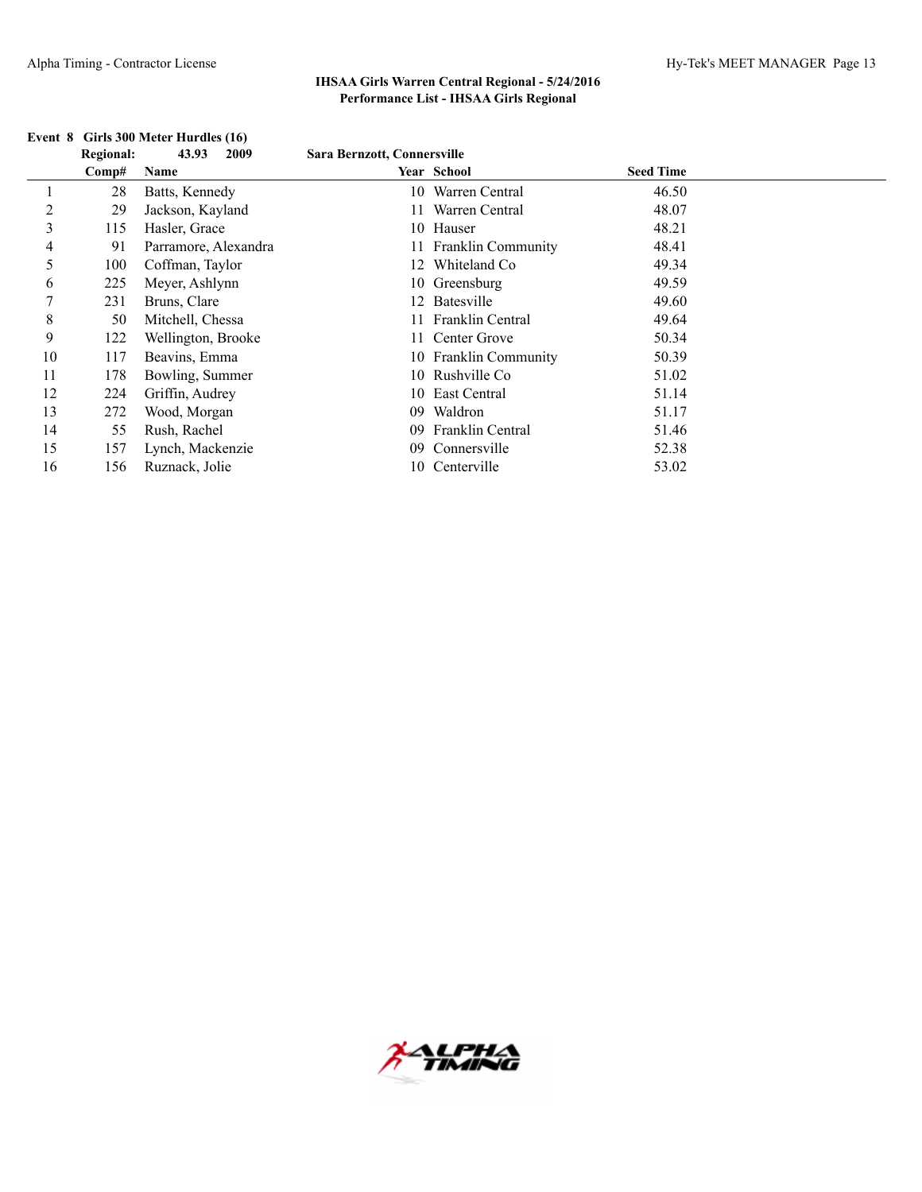## IHSAA Girls Warren Central Regional - 5/24/2016
## Performance List - IHSAA Girls Regional

### Event 8 Girls 300 Meter Hurdles (16)

**Regional:** 43.93 2009 Sara Bernzott, Connersville

| | Comp# | Name | Year | School | Seed Time |
|---|---|---|---|---|---|
| 1 | 28 | Batts, Kennedy | 10 | Warren Central | 46.50 |
| 2 | 29 | Jackson, Kayland | 11 | Warren Central | 48.07 |
| 3 | 115 | Hasler, Grace | 10 | Hauser | 48.21 |
| 4 | 91 | Parramore, Alexandra | 11 | Franklin Community | 48.41 |
| 5 | 100 | Coffman, Taylor | 12 | Whiteland Co | 49.34 |
| 6 | 225 | Meyer, Ashlynn | 10 | Greensburg | 49.59 |
| 7 | 231 | Bruns, Clare | 12 | Batesville | 49.60 |
| 8 | 50 | Mitchell, Chessa | 11 | Franklin Central | 49.64 |
| 9 | 122 | Wellington, Brooke | 11 | Center Grove | 50.34 |
| 10 | 117 | Beavins, Emma | 10 | Franklin Community | 50.39 |
| 11 | 178 | Bowling, Summer | 10 | Rushville Co | 51.02 |
| 12 | 224 | Griffin, Audrey | 10 | East Central | 51.14 |
| 13 | 272 | Wood, Morgan | 09 | Waldron | 51.17 |
| 14 | 55 | Rush, Rachel | 09 | Franklin Central | 51.46 |
| 15 | 157 | Lynch, Mackenzie | 09 | Connersville | 52.38 |
| 16 | 156 | Ruznack, Jolie | 10 | Centerville | 53.02 |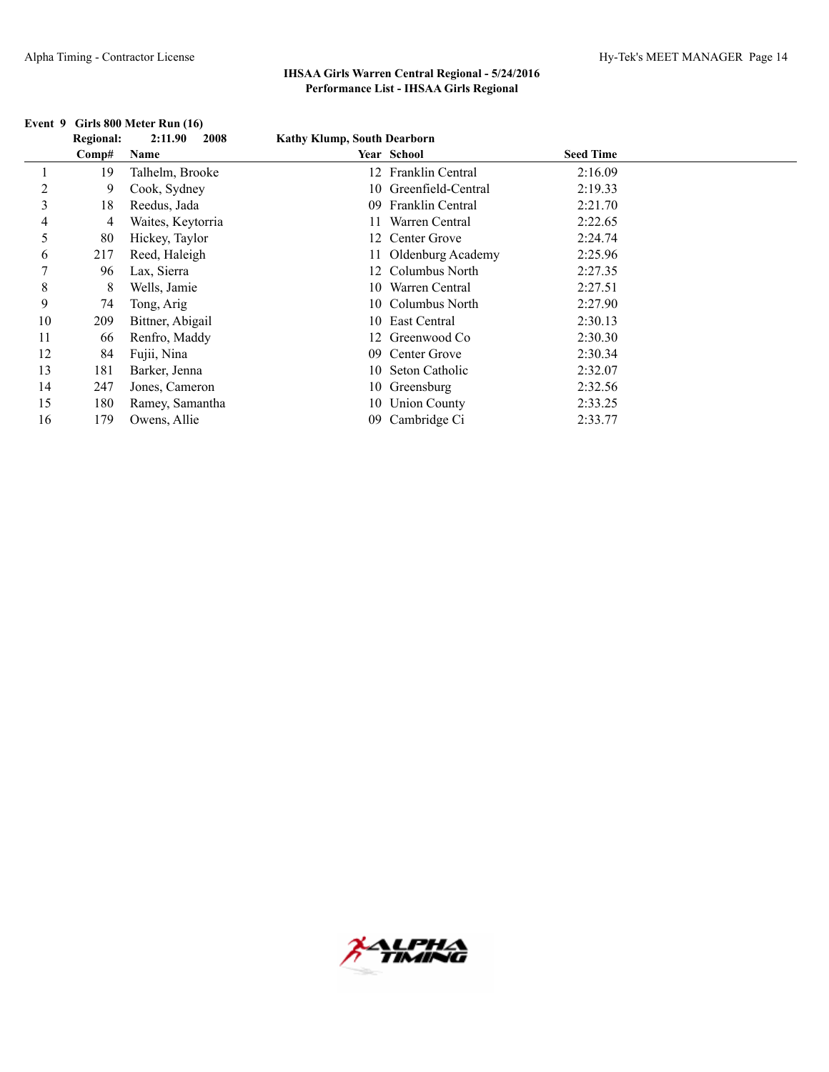**IHSAA Girls Warren Central Regional - 5/24/2016**
**Performance List - IHSAA Girls Regional**

**Event 9 Girls 800 Meter Run (16)**

**Regional: 2:11.90 2008 Kathy Klump, South Dearborn**

| | Comp# | Name | Year | School | Seed Time |
|---|---|---|---|---|---|
| 1 | 19 | Talhelm, Brooke | 12 | Franklin Central | 2:16.09 |
| 2 | 9 | Cook, Sydney | 10 | Greenfield-Central | 2:19.33 |
| 3 | 18 | Reedus, Jada | 09 | Franklin Central | 2:21.70 |
| 4 | 4 | Waites, Keytorria | 11 | Warren Central | 2:22.65 |
| 5 | 80 | Hickey, Taylor | 12 | Center Grove | 2:24.74 |
| 6 | 217 | Reed, Haleigh | 11 | Oldenburg Academy | 2:25.96 |
| 7 | 96 | Lax, Sierra | 12 | Columbus North | 2:27.35 |
| 8 | 8 | Wells, Jamie | 10 | Warren Central | 2:27.51 |
| 9 | 74 | Tong, Arig | 10 | Columbus North | 2:27.90 |
| 10 | 209 | Bittner, Abigail | 10 | East Central | 2:30.13 |
| 11 | 66 | Renfro, Maddy | 12 | Greenwood Co | 2:30.30 |
| 12 | 84 | Fujii, Nina | 09 | Center Grove | 2:30.34 |
| 13 | 181 | Barker, Jenna | 10 | Seton Catholic | 2:32.07 |
| 14 | 247 | Jones, Cameron | 10 | Greensburg | 2:32.56 |
| 15 | 180 | Ramey, Samantha | 10 | Union County | 2:33.25 |
| 16 | 179 | Owens, Allie | 09 | Cambridge Ci | 2:33.77 |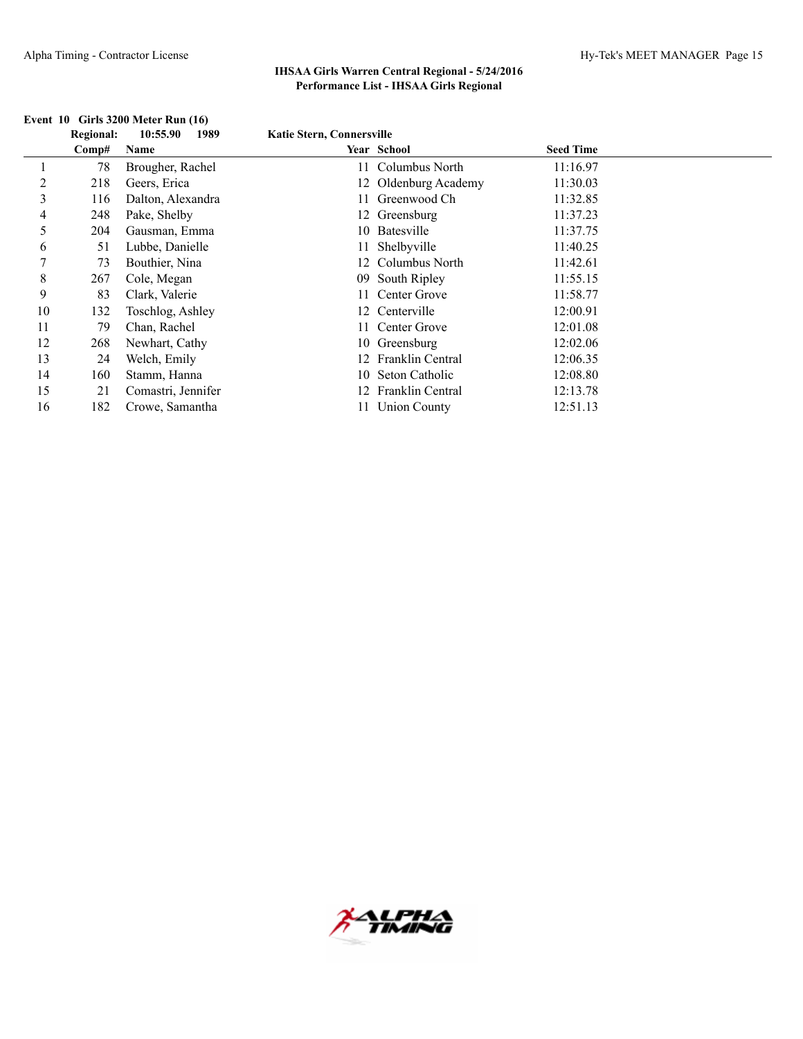# IHSAA Girls Warren Central Regional - 5/24/2016

## Performance List - IHSAA Girls Regional

### Event 10 Girls 3200 Meter Run (16)

**Regional:** 10:55.90 1989 Katie Stern, Connersville

| | Comp# | Name | Year | School | Seed Time |
|---|---|---|---|---|---|
| 1 | 78 | Brougher, Rachel | 11 | Columbus North | 11:16.97 |
| 2 | 218 | Geers, Erica | 12 | Oldenburg Academy | 11:30.03 |
| 3 | 116 | Dalton, Alexandra | 11 | Greenwood Ch | 11:32.85 |
| 4 | 248 | Pake, Shelby | 12 | Greensburg | 11:37.23 |
| 5 | 204 | Gausman, Emma | 10 | Batesville | 11:37.75 |
| 6 | 51 | Lubbe, Danielle | 11 | Shelbyville | 11:40.25 |
| 7 | 73 | Bouthier, Nina | 12 | Columbus North | 11:42.61 |
| 8 | 267 | Cole, Megan | 09 | South Ripley | 11:55.15 |
| 9 | 83 | Clark, Valerie | 11 | Center Grove | 11:58.77 |
| 10 | 132 | Toschlog, Ashley | 12 | Centerville | 12:00.91 |
| 11 | 79 | Chan, Rachel | 11 | Center Grove | 12:01.08 |
| 12 | 268 | Newhart, Cathy | 10 | Greensburg | 12:02.06 |
| 13 | 24 | Welch, Emily | 12 | Franklin Central | 12:06.35 |
| 14 | 160 | Stamm, Hanna | 10 | Seton Catholic | 12:08.80 |
| 15 | 21 | Comastri, Jennifer | 12 | Franklin Central | 12:13.78 |
| 16 | 182 | Crowe, Samantha | 11 | Union County | 12:51.13 |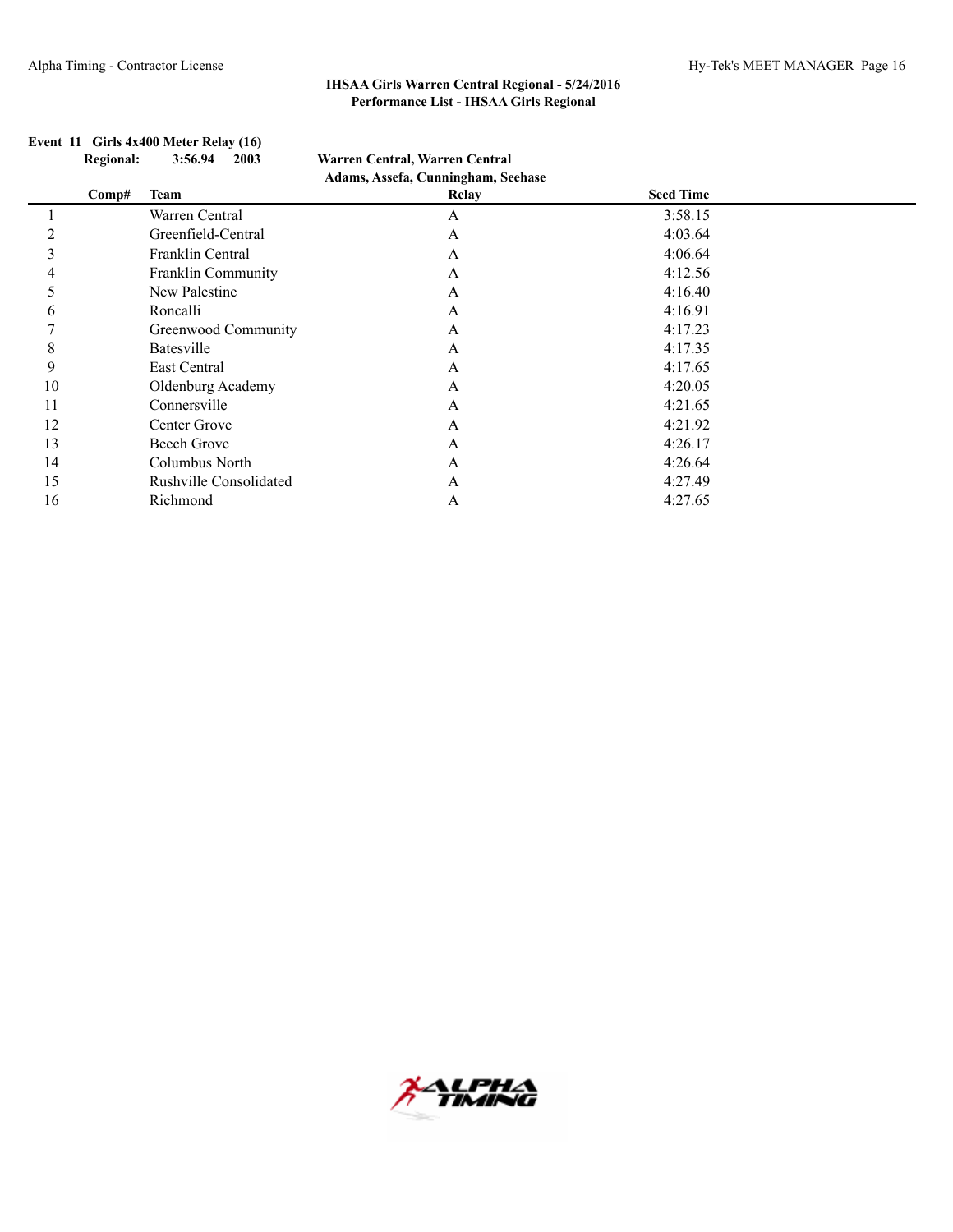**IHSAA Girls Warren Central Regional - 5/24/2016**
**Performance List - IHSAA Girls Regional**

**Event 11 Girls 4x400 Meter Relay (16)**

**Regional: 3:56.94 2003 Warren Central, Warren Central**
**Adams, Assefa, Cunningham, Seehase**

| | Comp# | Team | Relay | Seed Time |
|---|---|---|---|---|
| 1 | | Warren Central | A | 3:58.15 |
| 2 | | Greenfield-Central | A | 4:03.64 |
| 3 | | Franklin Central | A | 4:06.64 |
| 4 | | Franklin Community | A | 4:12.56 |
| 5 | | New Palestine | A | 4:16.40 |
| 6 | | Roncalli | A | 4:16.91 |
| 7 | | Greenwood Community | A | 4:17.23 |
| 8 | | Batesville | A | 4:17.35 |
| 9 | | East Central | A | 4:17.65 |
| 10 | | Oldenburg Academy | A | 4:20.05 |
| 11 | | Connersville | A | 4:21.65 |
| 12 | | Center Grove | A | 4:21.92 |
| 13 | | Beech Grove | A | 4:26.17 |
| 14 | | Columbus North | A | 4:26.64 |
| 15 | | Rushville Consolidated | A | 4:27.49 |
| 16 | | Richmond | A | 4:27.65 |